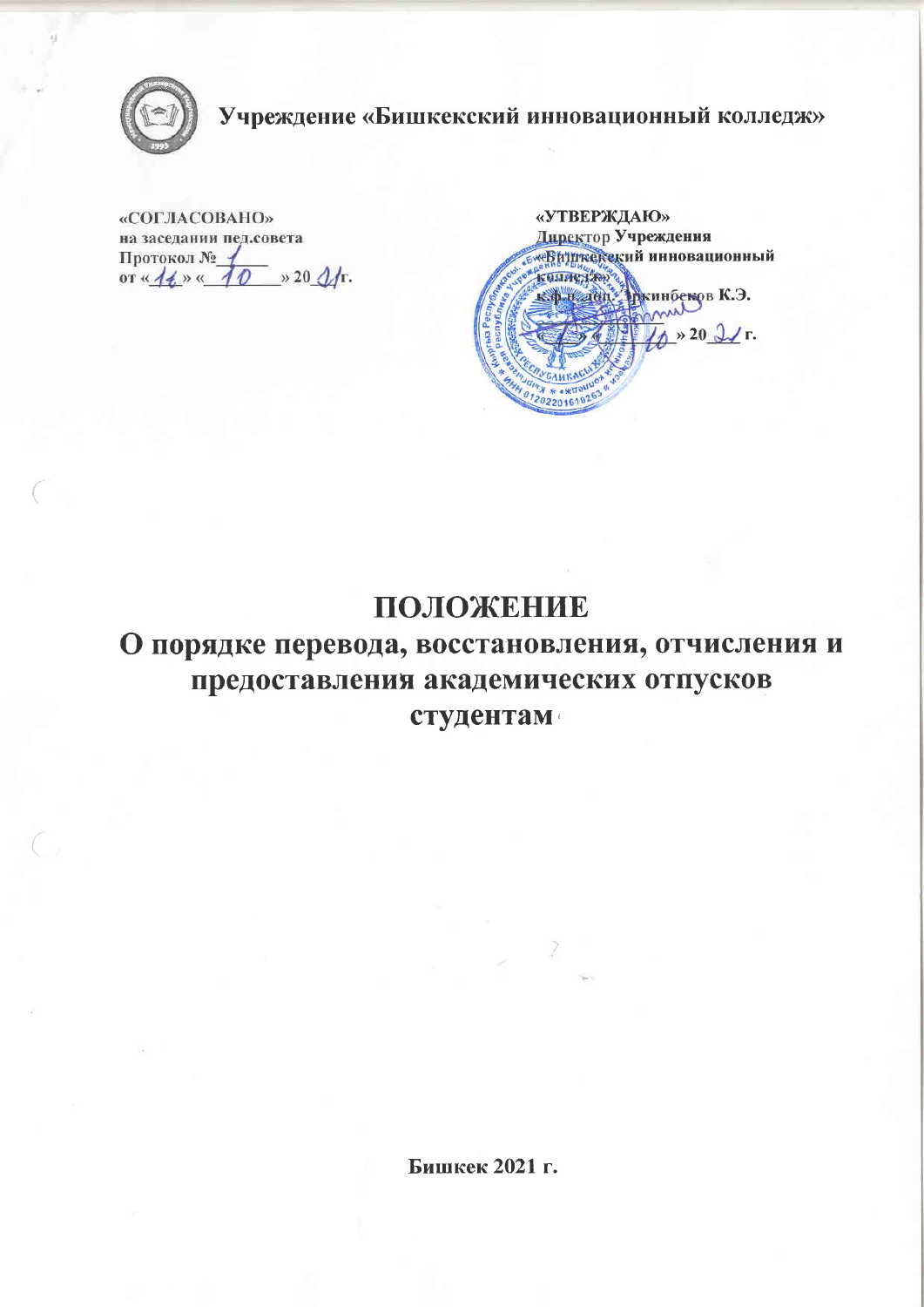**Учреждение «Бишкекский инновационный колледж»**

**«СОГЛАСОВАНО»**
**на заседании пед.совета**
**Протокол № 1**
**от « 14 » « 10 » 2021г.**

**«УТВЕРЖДАЮ»**
**Директор Учреждения**
**«Бишкекский инновационный колледж»**
**к.ф.н.,доц. Эркинбеков К.Э.**
**« » « 10 » 2021 г.**

# ПОЛОЖЕНИЕ

## О порядке перевода, восстановления, отчисления и предоставления академических отпусков студентам

**Бишкек 2021 г.**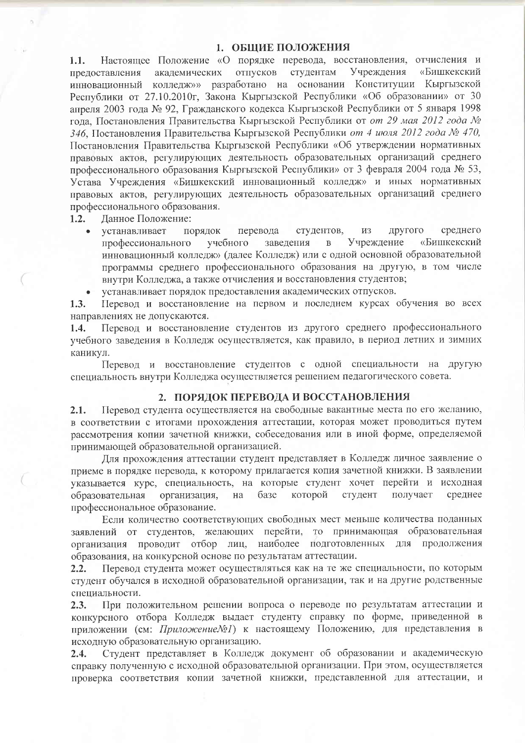## 1. ОБЩИЕ ПОЛОЖЕНИЯ

1.1. Настоящее Положение «О порядке перевода, восстановления, отчисления и предоставления академических отпусков студентам Учреждения «Бишкекский инновационный колледж»» разработано на основании Конституции Кыргызской Республики от 27.10.2010г, Закона Кыргызской Республики «Об образовании» от 30 апреля 2003 года № 92, Гражданского кодекса Кыргызской Республики от 5 января 1998 года, Постановления Правительства Кыргызской Республики от *от 29 мая 2012 года № 346*, Постановления Правительства Кыргызской Республики *от 4 июля 2012 года № 470*, Постановления Правительства Кыргызской Республики «Об утверждении нормативных правовых актов, регулирующих деятельность образовательных организаций среднего профессионального образования Кыргызской Республики» от 3 февраля 2004 года № 53, Устава Учреждения «Бишкекский инновационный колледж» и иных нормативных правовых актов, регулирующих деятельность образовательных организаций среднего профессионального образования.

1.2. Данное Положение:

- устанавливает порядок перевода студентов, из другого среднего профессионального учебного заведения в Учреждение «Бишкекский инновационный колледж» (далее Колледж) или с одной основной образовательной программы среднего профессионального образования на другую, в том числе внутри Колледжа, а также отчисления и восстановления студентов;
- устанавливает порядок предоставления академических отпусков.

1.3. Перевод и восстановление на первом и последнем курсах обучения во всех направлениях не допускаются.

1.4. Перевод и восстановление студентов из другого среднего профессионального учебного заведения в Колледж осуществляется, как правило, в период летних и зимних каникул.

Перевод и восстановление студентов с одной специальности на другую специальность внутри Колледжа осуществляется решением педагогического совета.

## 2. ПОРЯДОК ПЕРЕВОДА И ВОССТАНОВЛЕНИЯ

2.1. Перевод студента осуществляется на свободные вакантные места по его желанию, в соответствии с итогами прохождения аттестации, которая может проводиться путем рассмотрения копии зачетной книжки, собеседования или в иной форме, определяемой принимающей образовательной организацией.

Для прохождения аттестации студент представляет в Колледж личное заявление о приеме в порядке перевода, к которому прилагается копия зачетной книжки. В заявлении указывается курс, специальность, на которые студент хочет перейти и исходная образовательная организация, на базе которой студент получает среднее профессиональное образование.

Если количество соответствующих свободных мест меньше количества поданных заявлений от студентов, желающих перейти, то принимающая образовательная организация проводит отбор лиц, наиболее подготовленных для продолжения образования, на конкурсной основе по результатам аттестации.

2.2. Перевод студента может осуществляться как на те же специальности, по которым студент обучался в исходной образовательной организации, так и на другие родственные специальности.

2.3. При положительном решении вопроса о переводе по результатам аттестации и конкурсного отбора Колледж выдает студенту справку по форме, приведенной в приложении (см: *Приложение№1*) к настоящему Положению, для представления в исходную образовательную организацию.

2.4. Студент представляет в Колледж документ об образовании и академическую справку полученную с исходной образовательной организации. При этом, осуществляется проверка соответствия копии зачетной книжки, представленной для аттестации, и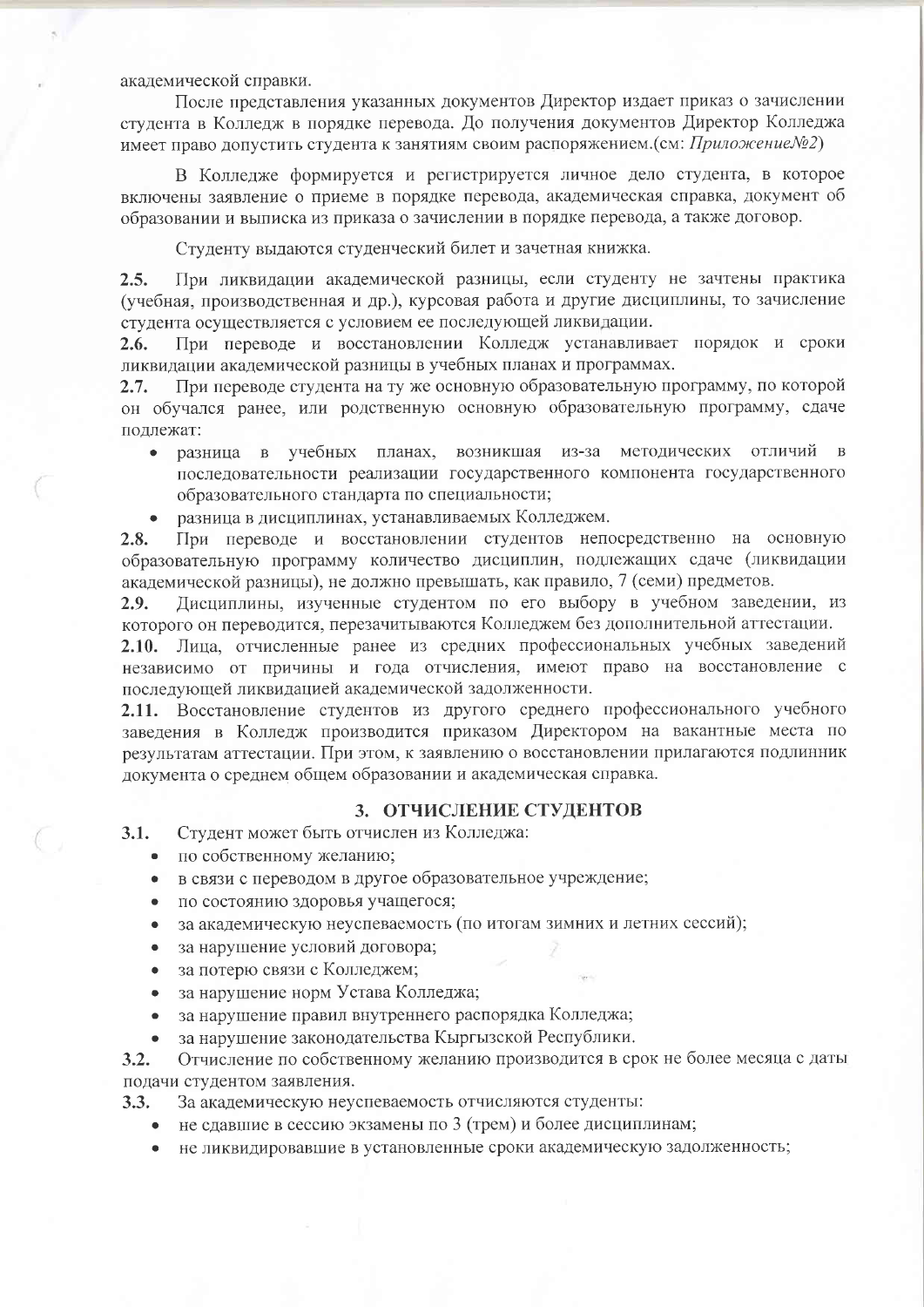академической справки.

После представления указанных документов Директор издает приказ о зачислении студента в Колледж в порядке перевода. До получения документов Директор Колледжа имеет право допустить студента к занятиям своим распоряжением.(см: *Приложение№2*)

В Колледже формируется и регистрируется личное дело студента, в которое включены заявление о приеме в порядке перевода, академическая справка, документ об образовании и выписка из приказа о зачислении в порядке перевода, а также договор.

Студенту выдаются студенческий билет и зачетная книжка.

**2.5.** При ликвидации академической разницы, если студенту не зачтены практика (учебная, производственная и др.), курсовая работа и другие дисциплины, то зачисление студента осуществляется с условием ее последующей ликвидации.

**2.6.** При переводе и восстановлении Колледж устанавливает порядок и сроки ликвидации академической разницы в учебных планах и программах.

**2.7.** При переводе студента на ту же основную образовательную программу, по которой он обучался ранее, или родственную основную образовательную программу, сдаче подлежат:

- разница в учебных планах, возникшая из-за методических отличий в последовательности реализации государственного компонента государственного образовательного стандарта по специальности;
- разница в дисциплинах, устанавливаемых Колледжем.

**2.8.** При переводе и восстановлении студентов непосредственно на основную образовательную программу количество дисциплин, подлежащих сдаче (ликвидации академической разницы), не должно превышать, как правило, 7 (семи) предметов.

**2.9.** Дисциплины, изученные студентом по его выбору в учебном заведении, из которого он переводится, перезачитываются Колледжем без дополнительной аттестации.

**2.10.** Лица, отчисленные ранее из средних профессиональных учебных заведений независимо от причины и года отчисления, имеют право на восстановление с последующей ликвидацией академической задолженности.

**2.11.** Восстановление студентов из другого среднего профессионального учебного заведения в Колледж производится приказом Директором на вакантные места по результатам аттестации. При этом, к заявлению о восстановлении прилагаются подлинник документа о среднем общем образовании и академическая справка.

## 3. ОТЧИСЛЕНИЕ СТУДЕНТОВ

**3.1.** Студент может быть отчислен из Колледжа:

- по собственному желанию;
- в связи с переводом в другое образовательное учреждение;
- по состоянию здоровья учащегося;
- за академическую неуспеваемость (по итогам зимних и летних сессий);
- за нарушение условий договора;
- за потерю связи с Колледжем;
- за нарушение норм Устава Колледжа;
- за нарушение правил внутреннего распорядка Колледжа;
- за нарушение законодательства Кыргызской Республики.

**3.2.** Отчисление по собственному желанию производится в срок не более месяца с даты подачи студентом заявления.

**3.3.** За академическую неуспеваемость отчисляются студенты:

- не сдавшие в сессию экзамены по 3 (трем) и более дисциплинам;
- не ликвидировавшие в установленные сроки академическую задолженность;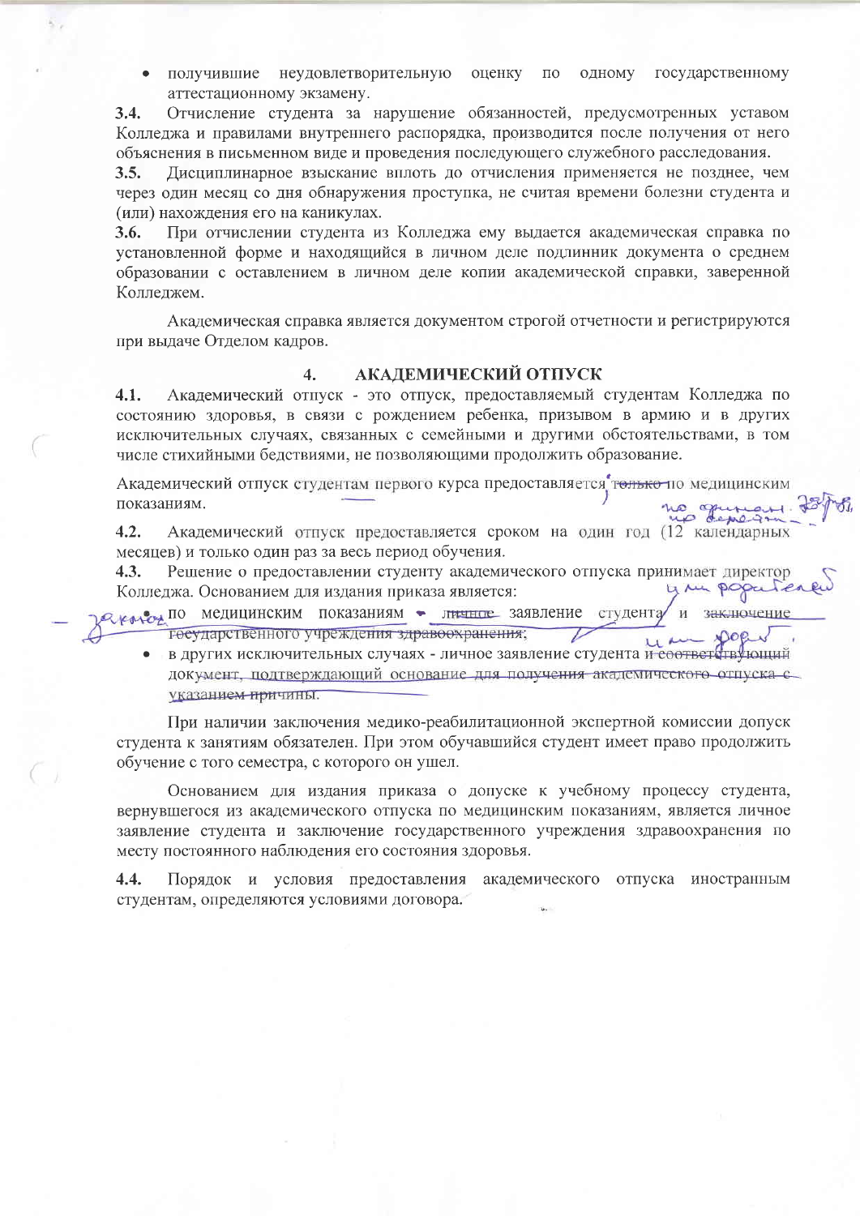- получившие неудовлетворительную оценку по одному государственному аттестационному экзамену.

**3.4.** Отчисление студента за нарушение обязанностей, предусмотренных уставом Колледжа и правилами внутреннего распорядка, производится после получения от него объяснения в письменном виде и проведения последующего служебного расследования.

**3.5.** Дисциплинарное взыскание вплоть до отчисления применяется не позднее, чем через один месяц со дня обнаружения проступка, не считая времени болезни студента и (или) нахождения его на каникулах.

**3.6.** При отчислении студента из Колледжа ему выдается академическая справка по установленной форме и находящийся в личном деле подлинник документа о среднем образовании с оставлением в личном деле копии академической справки, заверенной Колледжем.

Академическая справка является документом строгой отчетности и регистрируются при выдаче Отделом кадров.

## 4. АКАДЕМИЧЕСКИЙ ОТПУСК

**4.1.** Академический отпуск - это отпуск, предоставляемый студентам Колледжа по состоянию здоровья, в связи с рождением ребенка, призывом в армию и в других исключительных случаях, связанных с семейными и другими обстоятельствами, в том числе стихийными бедствиями, не позволяющими продолжить образование.

Академический отпуск студентам первого курса предоставляется ~~только~~ по медицинским показаниям.

**4.2.** Академический отпуск предоставляется сроком на один год (12 календарных месяцев) и только один раз за весь период обучения.

**4.3.** Решение о предоставлении студенту академического отпуска принимает директор Колледжа. Основанием для издания приказа является:

- по медицинским показаниям - ~~личное~~ заявление студента и ~~заключение государственного учреждения здравоохранения~~;
- в других исключительных случаях - личное заявление студента ~~и соответствующий документ, подтверждающий основание для получения академического отпуска с указанием причины~~.

При наличии заключения медико-реабилитационной экспертной комиссии допуск студента к занятиям обязателен. При этом обучавшийся студент имеет право продолжить обучение с того семестра, с которого он ушел.

Основанием для издания приказа о допуске к учебному процессу студента, вернувшегося из академического отпуска по медицинским показаниям, является личное заявление студента и заключение государственного учреждения здравоохранения по месту постоянного наблюдения его состояния здоровья.

**4.4.** Порядок и условия предоставления академического отпуска иностранным студентам, определяются условиями договора.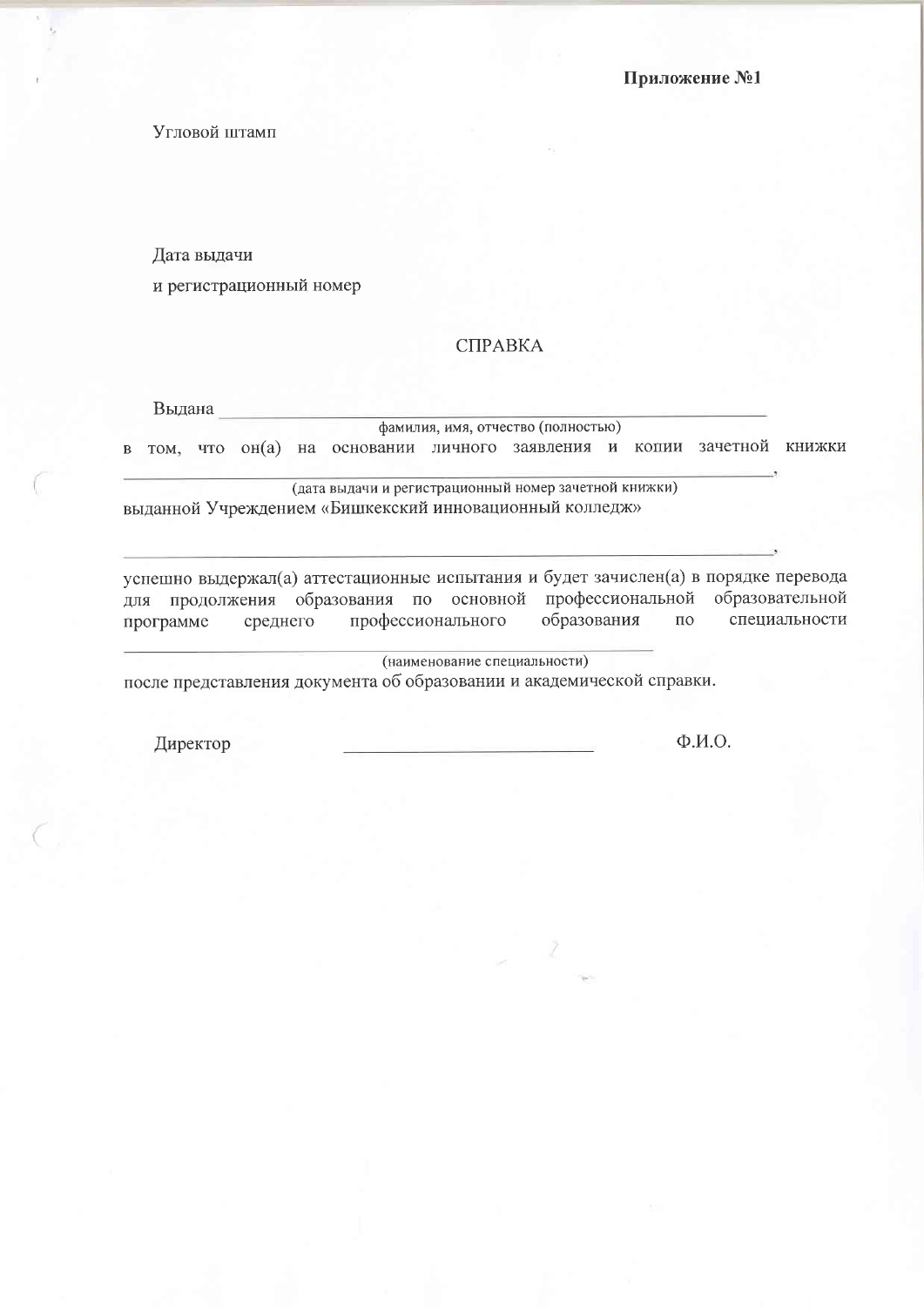**Приложение №1**

Угловой штамп

Дата выдачи

и регистрационный номер

СПРАВКА

Выдана ___________________________________________________________________

фамилия, имя, отчество (полностью)

в том, что он(а) на основании личного заявления и копии зачетной книжки

_________________________________________________________________________,

(дата выдачи и регистрационный номер зачетной книжки)

выданной Учреждением «Бишкекский инновационный колледж»

_________________________________________________________________________,

успешно выдержал(а) аттестационные испытания и будет зачислен(а) в порядке перевода для продолжения образования по основной профессиональной образовательной программе среднего профессионального образования по специальности

___________________________________________________________

(наименование специальности)

после представления документа об образовании и академической справки.

Директор ______________________ Ф.И.О.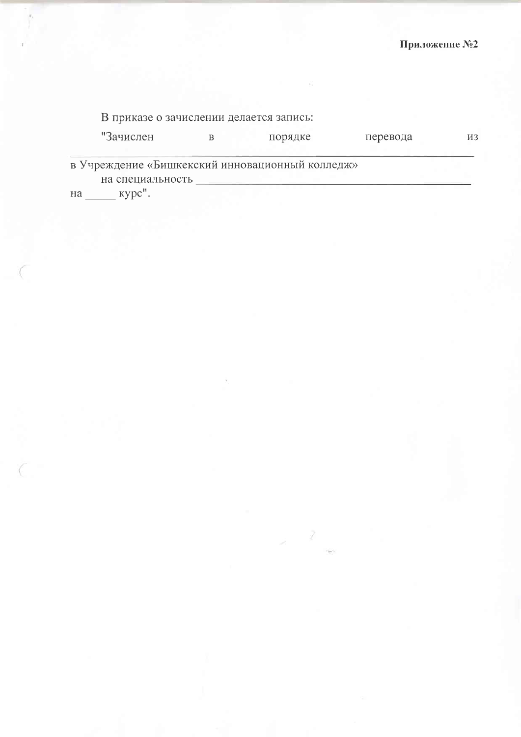**Приложение №2**

В приказе о зачислении делается запись:

"Зачислен в порядке перевода из ________________________________________________________________

в Учреждение «Бишкекский инновационный колледж»

на специальность ______________________________________________

на _____ курс".